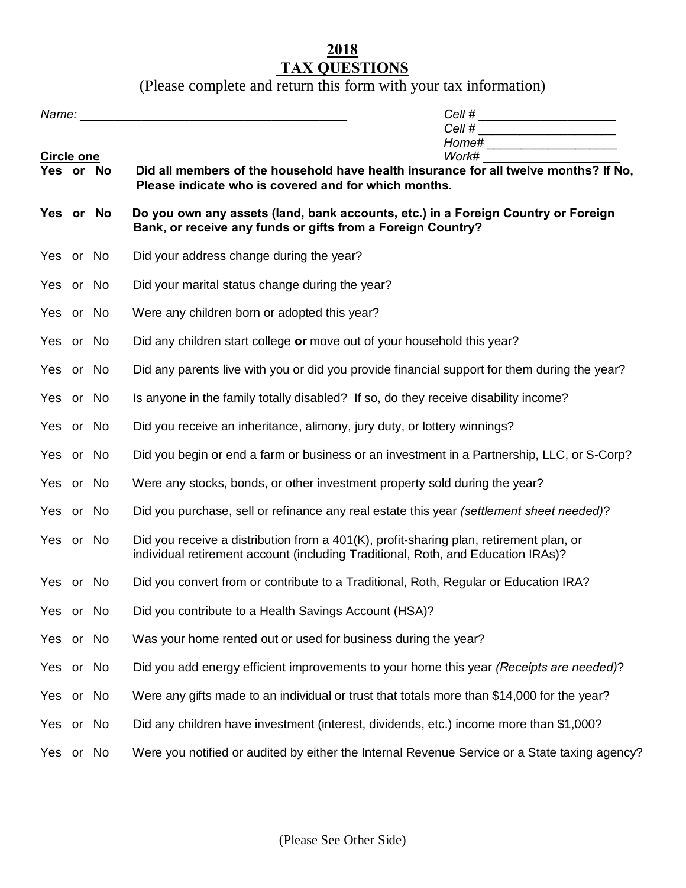# 2018
# TAX QUESTIONS

(Please complete and return this form with your tax information)

*Name:* ______________________________________

*Cell #* ____________________
*Cell #* ____________________
*Home#* ____________________
*Work#* ____________________

| Circle one | |
|---|---|
| **Yes or No** | **Did all members of the household have health insurance for all twelve months? If No, Please indicate who is covered and for which months.** |
| **Yes or No** | **Do you own any assets (land, bank accounts, etc.) in a Foreign Country or Foreign Bank, or receive any funds or gifts from a Foreign Country?** |
| Yes or No | Did your address change during the year? |
| Yes or No | Did your marital status change during the year? |
| Yes or No | Were any children born or adopted this year? |
| Yes or No | Did any children start college **or** move out of your household this year? |
| Yes or No | Did any parents live with you or did you provide financial support for them during the year? |
| Yes or No | Is anyone in the family totally disabled? If so, do they receive disability income? |
| Yes or No | Did you receive an inheritance, alimony, jury duty, or lottery winnings? |
| Yes or No | Did you begin or end a farm or business or an investment in a Partnership, LLC, or S-Corp? |
| Yes or No | Were any stocks, bonds, or other investment property sold during the year? |
| Yes or No | Did you purchase, sell or refinance any real estate this year *(settlement sheet needed)*? |
| Yes or No | Did you receive a distribution from a 401(K), profit-sharing plan, retirement plan, or individual retirement account (including Traditional, Roth, and Education IRAs)? |
| Yes or No | Did you convert from or contribute to a Traditional, Roth, Regular or Education IRA? |
| Yes or No | Did you contribute to a Health Savings Account (HSA)? |
| Yes or No | Was your home rented out or used for business during the year? |
| Yes or No | Did you add energy efficient improvements to your home this year *(Receipts are needed)*? |
| Yes or No | Were any gifts made to an individual or trust that totals more than $14,000 for the year? |
| Yes or No | Did any children have investment (interest, dividends, etc.) income more than $1,000? |
| Yes or No | Were you notified or audited by either the Internal Revenue Service or a State taxing agency? |

(Please See Other Side)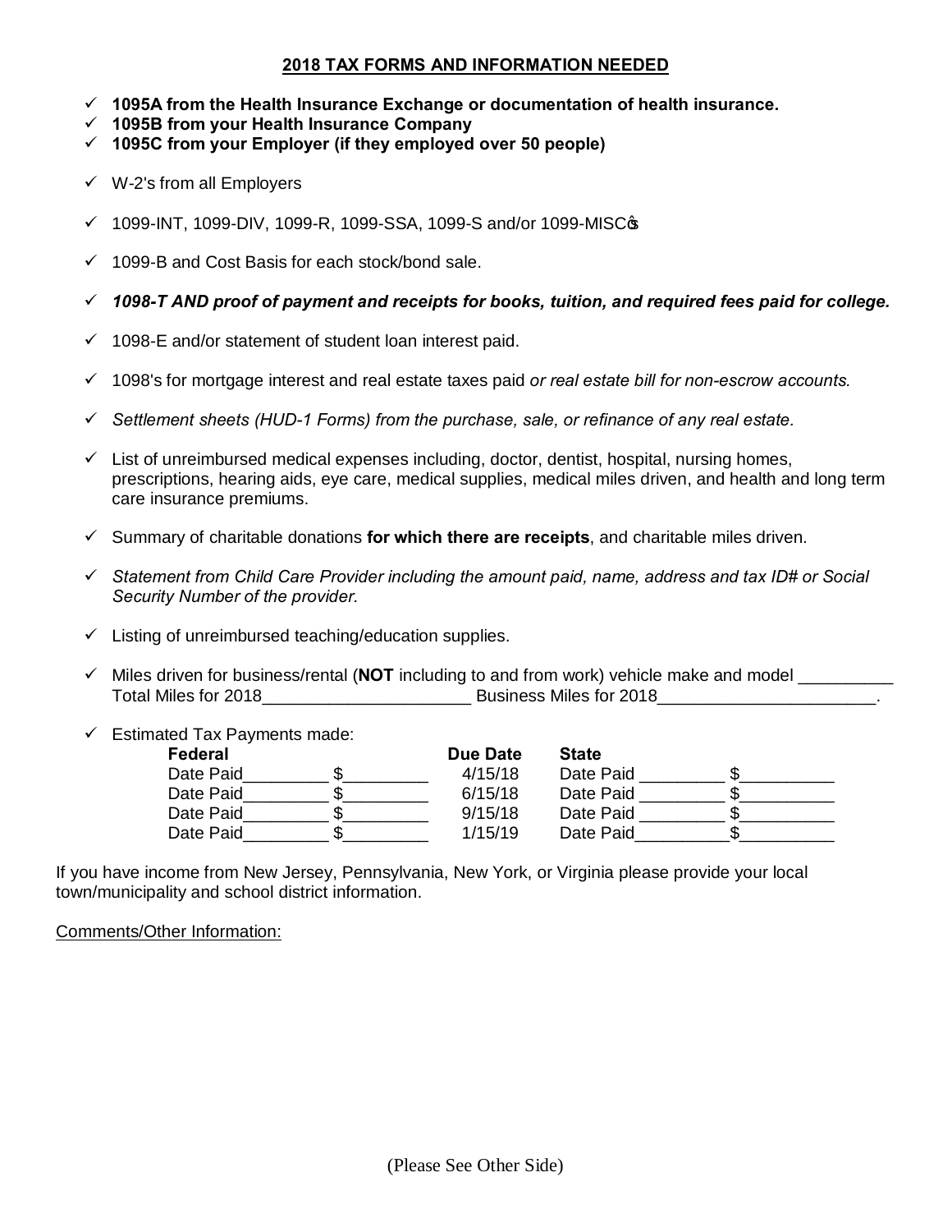## 2018 TAX FORMS AND INFORMATION NEEDED

- ✓ **1095A from the Health Insurance Exchange or documentation of health insurance.**
- ✓ **1095B from your Health Insurance Company**
- ✓ **1095C from your Employer (if they employed over 50 people)**
- ✓ W-2's from all Employers
- ✓ 1099-INT, 1099-DIV, 1099-R, 1099-SSA, 1099-S and/or 1099-MISC's
- ✓ 1099-B and Cost Basis for each stock/bond sale.
- ✓ ***1098-T AND proof of payment and receipts for books, tuition, and required fees paid for college.***
- ✓ 1098-E and/or statement of student loan interest paid.
- ✓ 1098's for mortgage interest and real estate taxes paid *or real estate bill for non-escrow accounts.*
- ✓ *Settlement sheets (HUD-1 Forms) from the purchase, sale, or refinance of any real estate.*
- ✓ List of unreimbursed medical expenses including, doctor, dentist, hospital, nursing homes, prescriptions, hearing aids, eye care, medical supplies, medical miles driven, and health and long term care insurance premiums.
- ✓ Summary of charitable donations **for which there are receipts**, and charitable miles driven.
- ✓ *Statement from Child Care Provider including the amount paid, name, address and tax ID# or Social Security Number of the provider.*
- ✓ Listing of unreimbursed teaching/education supplies.
- ✓ Miles driven for business/rental (**NOT** including to and from work) vehicle make and model __________ Total Miles for 2018______________________ Business Miles for 2018_______________________.
- ✓ Estimated Tax Payments made:

| **Federal** | | **Due Date** | **State** | |
|---|---|---|---|---|
| Date Paid_________ | $_________ | 4/15/18 | Date Paid _________ | $__________ |
| Date Paid_________ | $_________ | 6/15/18 | Date Paid _________ | $__________ |
| Date Paid_________ | $_________ | 9/15/18 | Date Paid _________ | $__________ |
| Date Paid_________ | $_________ | 1/15/19 | Date Paid__________ | $__________ |

If you have income from New Jersey, Pennsylvania, New York, or Virginia please provide your local town/municipality and school district information.

Comments/Other Information:

(Please See Other Side)